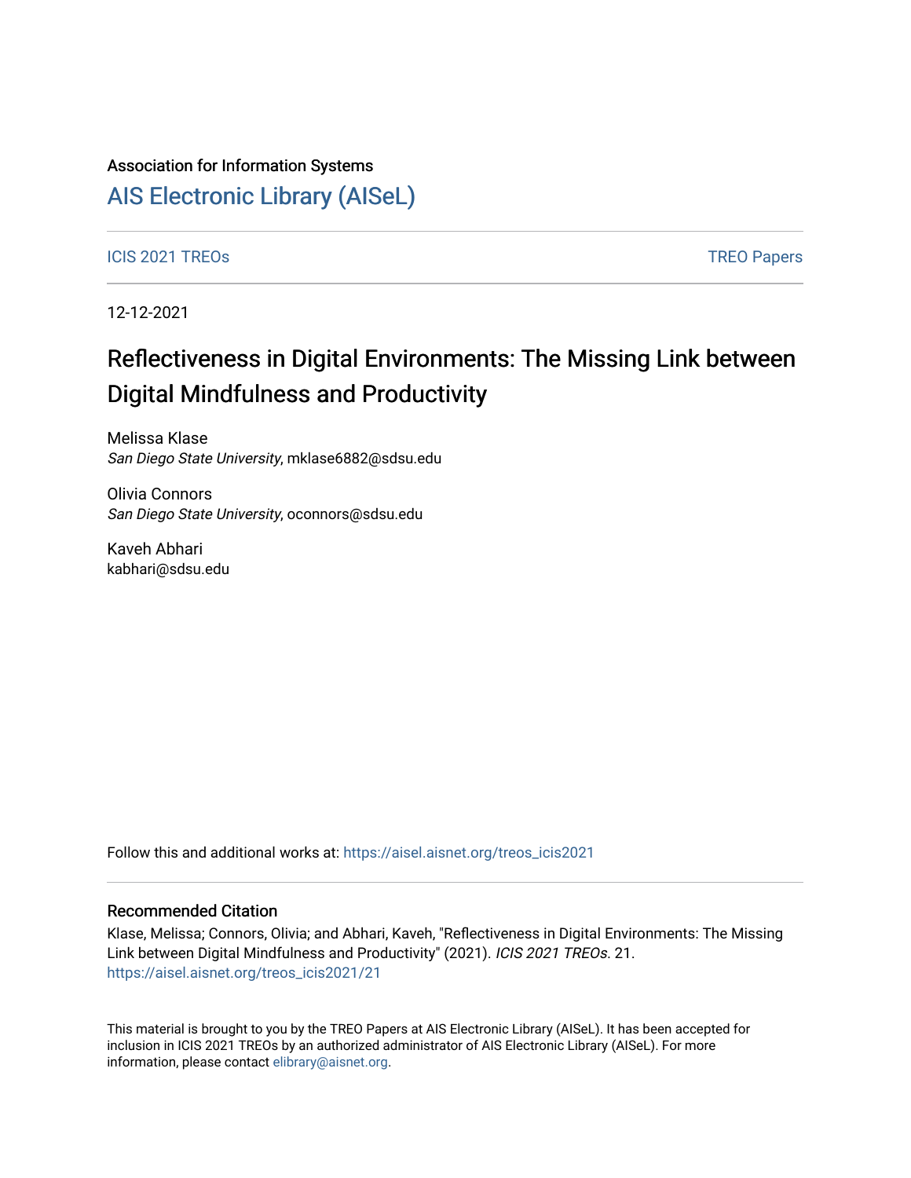Association for Information Systems

# AIS Electronic Library (AISeL)

ICIS 2021 TREOs | TREO Papers

12-12-2021

## Reflectiveness in Digital Environments: The Missing Link between Digital Mindfulness and Productivity

Melissa Klase
*San Diego State University*, mklase6882@sdsu.edu

Olivia Connors
*San Diego State University*, oconnors@sdsu.edu

Kaveh Abhari
kabhari@sdsu.edu

Follow this and additional works at: https://aisel.aisnet.org/treos_icis2021

### Recommended Citation

Klase, Melissa; Connors, Olivia; and Abhari, Kaveh, "Reflectiveness in Digital Environments: The Missing Link between Digital Mindfulness and Productivity" (2021). *ICIS 2021 TREOs*. 21.
https://aisel.aisnet.org/treos_icis2021/21

This material is brought to you by the TREO Papers at AIS Electronic Library (AISeL). It has been accepted for inclusion in ICIS 2021 TREOs by an authorized administrator of AIS Electronic Library (AISeL). For more information, please contact elibrary@aisnet.org.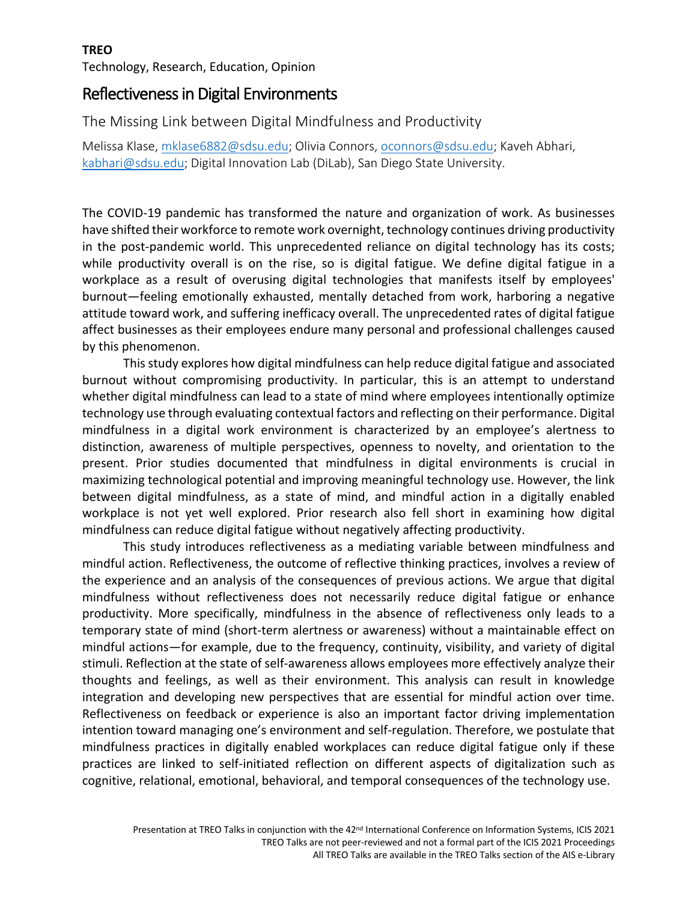**TREO**

Technology, Research, Education, Opinion

# Reflectiveness in Digital Environments

## The Missing Link between Digital Mindfulness and Productivity

Melissa Klase, mklase6882@sdsu.edu; Olivia Connors, oconnors@sdsu.edu; Kaveh Abhari, kabhari@sdsu.edu; Digital Innovation Lab (DiLab), San Diego State University.

The COVID-19 pandemic has transformed the nature and organization of work. As businesses have shifted their workforce to remote work overnight, technology continues driving productivity in the post-pandemic world. This unprecedented reliance on digital technology has its costs; while productivity overall is on the rise, so is digital fatigue. We define digital fatigue in a workplace as a result of overusing digital technologies that manifests itself by employees' burnout—feeling emotionally exhausted, mentally detached from work, harboring a negative attitude toward work, and suffering inefficacy overall. The unprecedented rates of digital fatigue affect businesses as their employees endure many personal and professional challenges caused by this phenomenon.

This study explores how digital mindfulness can help reduce digital fatigue and associated burnout without compromising productivity. In particular, this is an attempt to understand whether digital mindfulness can lead to a state of mind where employees intentionally optimize technology use through evaluating contextual factors and reflecting on their performance. Digital mindfulness in a digital work environment is characterized by an employee's alertness to distinction, awareness of multiple perspectives, openness to novelty, and orientation to the present. Prior studies documented that mindfulness in digital environments is crucial in maximizing technological potential and improving meaningful technology use. However, the link between digital mindfulness, as a state of mind, and mindful action in a digitally enabled workplace is not yet well explored. Prior research also fell short in examining how digital mindfulness can reduce digital fatigue without negatively affecting productivity.

This study introduces reflectiveness as a mediating variable between mindfulness and mindful action. Reflectiveness, the outcome of reflective thinking practices, involves a review of the experience and an analysis of the consequences of previous actions. We argue that digital mindfulness without reflectiveness does not necessarily reduce digital fatigue or enhance productivity. More specifically, mindfulness in the absence of reflectiveness only leads to a temporary state of mind (short-term alertness or awareness) without a maintainable effect on mindful actions—for example, due to the frequency, continuity, visibility, and variety of digital stimuli. Reflection at the state of self-awareness allows employees more effectively analyze their thoughts and feelings, as well as their environment. This analysis can result in knowledge integration and developing new perspectives that are essential for mindful action over time. Reflectiveness on feedback or experience is also an important factor driving implementation intention toward managing one's environment and self-regulation. Therefore, we postulate that mindfulness practices in digitally enabled workplaces can reduce digital fatigue only if these practices are linked to self-initiated reflection on different aspects of digitalization such as cognitive, relational, emotional, behavioral, and temporal consequences of the technology use.

Presentation at TREO Talks in conjunction with the 42nd International Conference on Information Systems, ICIS 2021
TREO Talks are not peer-reviewed and not a formal part of the ICIS 2021 Proceedings
All TREO Talks are available in the TREO Talks section of the AIS e-Library